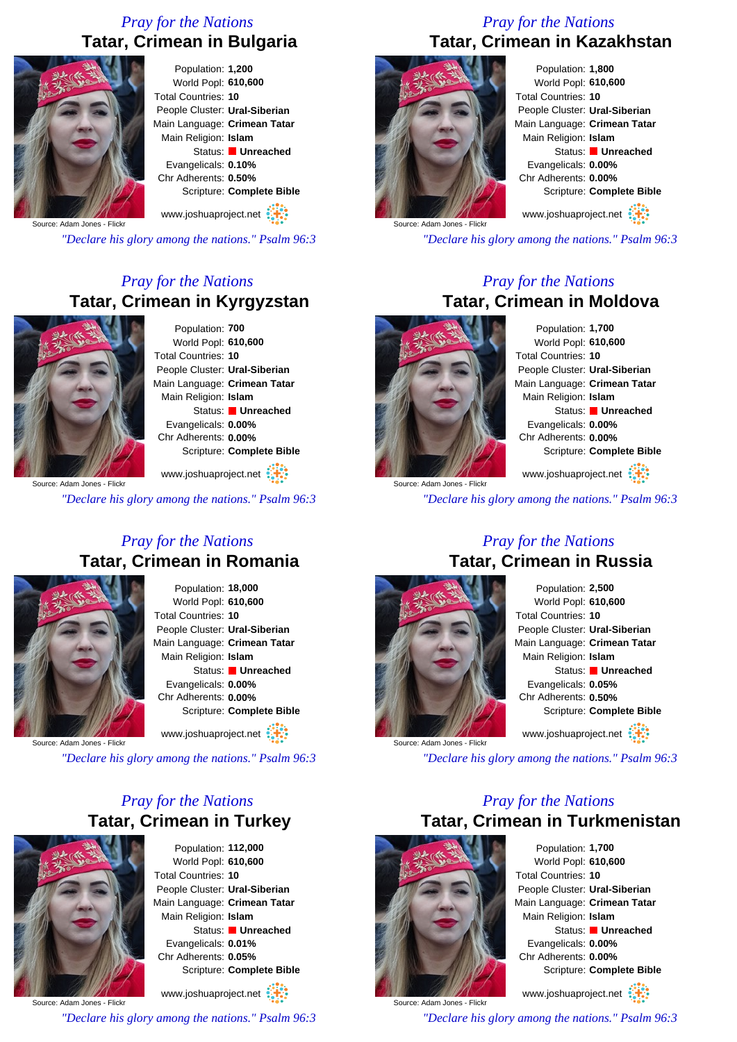*Pray for the Nations*

## Tatar, Crimean in Bulgaria

Source: Adam Jones - Flickr

Population: **1,200**
World Popl: **610,600**
Total Countries: **10**
People Cluster: **Ural-Siberian**
Main Language: **Crimean Tatar**
Main Religion: **Islam**
Status: **Unreached**
Evangelicals: **0.10%**
Chr Adherents: **0.50%**
Scripture: **Complete Bible**

www.joshuaproject.net

*"Declare his glory among the nations." Psalm 96:3*

*Pray for the Nations*

## Tatar, Crimean in Kazakhstan

Source: Adam Jones - Flickr

Population: **1,800**
World Popl: **610,600**
Total Countries: **10**
People Cluster: **Ural-Siberian**
Main Language: **Crimean Tatar**
Main Religion: **Islam**
Status: **Unreached**
Evangelicals: **0.00%**
Chr Adherents: **0.00%**
Scripture: **Complete Bible**

www.joshuaproject.net

*"Declare his glory among the nations." Psalm 96:3*

*Pray for the Nations*

## Tatar, Crimean in Kyrgyzstan

Source: Adam Jones - Flickr

Population: **700**
World Popl: **610,600**
Total Countries: **10**
People Cluster: **Ural-Siberian**
Main Language: **Crimean Tatar**
Main Religion: **Islam**
Status: **Unreached**
Evangelicals: **0.00%**
Chr Adherents: **0.00%**
Scripture: **Complete Bible**

www.joshuaproject.net

*"Declare his glory among the nations." Psalm 96:3*

*Pray for the Nations*

## Tatar, Crimean in Moldova

Source: Adam Jones - Flickr

Population: **1,700**
World Popl: **610,600**
Total Countries: **10**
People Cluster: **Ural-Siberian**
Main Language: **Crimean Tatar**
Main Religion: **Islam**
Status: **Unreached**
Evangelicals: **0.00%**
Chr Adherents: **0.00%**
Scripture: **Complete Bible**

www.joshuaproject.net

*"Declare his glory among the nations." Psalm 96:3*

*Pray for the Nations*

## Tatar, Crimean in Romania

Source: Adam Jones - Flickr

Population: **18,000**
World Popl: **610,600**
Total Countries: **10**
People Cluster: **Ural-Siberian**
Main Language: **Crimean Tatar**
Main Religion: **Islam**
Status: **Unreached**
Evangelicals: **0.00%**
Chr Adherents: **0.00%**
Scripture: **Complete Bible**

www.joshuaproject.net

*"Declare his glory among the nations." Psalm 96:3*

*Pray for the Nations*

## Tatar, Crimean in Russia

Source: Adam Jones - Flickr

Population: **2,500**
World Popl: **610,600**
Total Countries: **10**
People Cluster: **Ural-Siberian**
Main Language: **Crimean Tatar**
Main Religion: **Islam**
Status: **Unreached**
Evangelicals: **0.05%**
Chr Adherents: **0.50%**
Scripture: **Complete Bible**

www.joshuaproject.net

*"Declare his glory among the nations." Psalm 96:3*

*Pray for the Nations*

## Tatar, Crimean in Turkey

Source: Adam Jones - Flickr

Population: **112,000**
World Popl: **610,600**
Total Countries: **10**
People Cluster: **Ural-Siberian**
Main Language: **Crimean Tatar**
Main Religion: **Islam**
Status: **Unreached**
Evangelicals: **0.01%**
Chr Adherents: **0.05%**
Scripture: **Complete Bible**

www.joshuaproject.net

*"Declare his glory among the nations." Psalm 96:3*

*Pray for the Nations*

## Tatar, Crimean in Turkmenistan

Source: Adam Jones - Flickr

Population: **1,700**
World Popl: **610,600**
Total Countries: **10**
People Cluster: **Ural-Siberian**
Main Language: **Crimean Tatar**
Main Religion: **Islam**
Status: **Unreached**
Evangelicals: **0.00%**
Chr Adherents: **0.00%**
Scripture: **Complete Bible**

www.joshuaproject.net

*"Declare his glory among the nations." Psalm 96:3*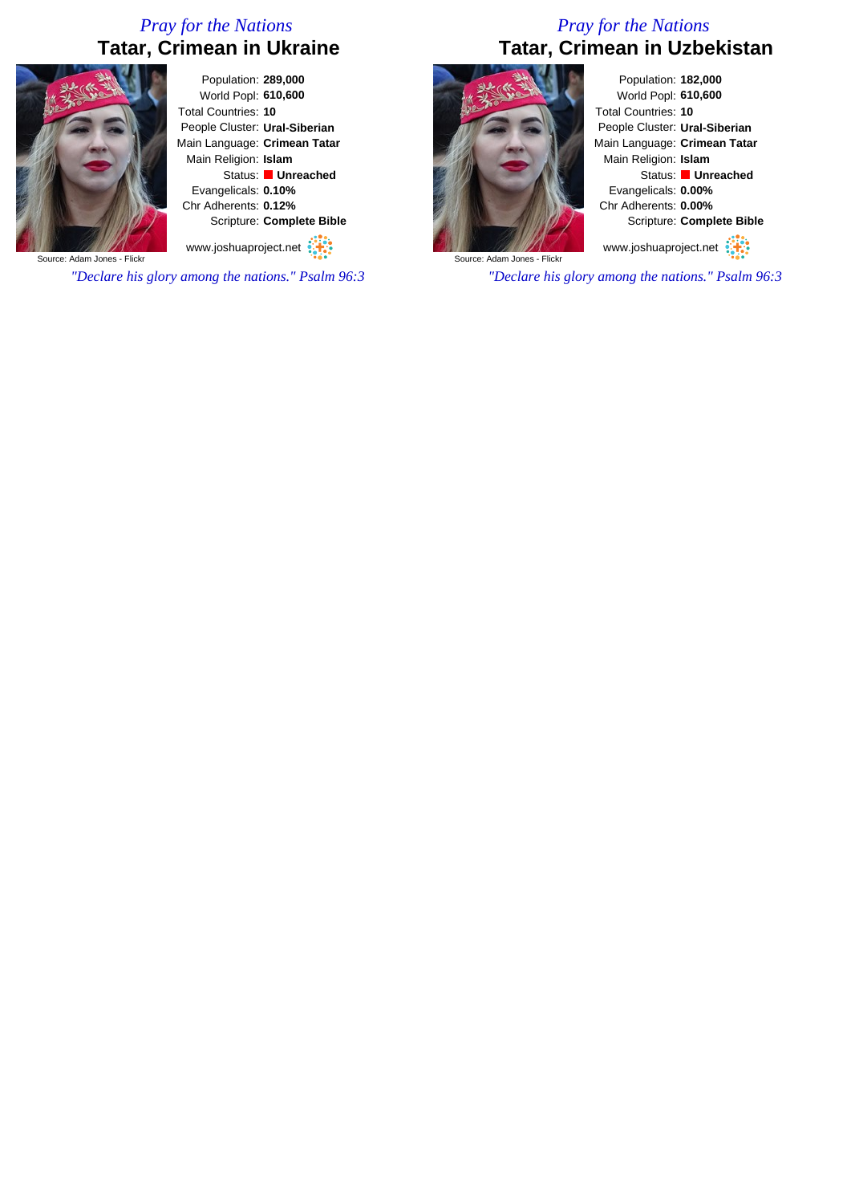*Pray for the Nations*

# Tatar, Crimean in Ukraine

Source: Adam Jones - Flickr

Population: **289,000**
World Popl: **610,600**
Total Countries: **10**
People Cluster: **Ural-Siberian**
Main Language: **Crimean Tatar**
Main Religion: **Islam**
Status: **Unreached**
Evangelicals: **0.10%**
Chr Adherents: **0.12%**
Scripture: **Complete Bible**

www.joshuaproject.net

*"Declare his glory among the nations." Psalm 96:3*

*Pray for the Nations*

# Tatar, Crimean in Uzbekistan

Source: Adam Jones - Flickr

Population: **182,000**
World Popl: **610,600**
Total Countries: **10**
People Cluster: **Ural-Siberian**
Main Language: **Crimean Tatar**
Main Religion: **Islam**
Status: **Unreached**
Evangelicals: **0.00%**
Chr Adherents: **0.00%**
Scripture: **Complete Bible**

www.joshuaproject.net

*"Declare his glory among the nations." Psalm 96:3*